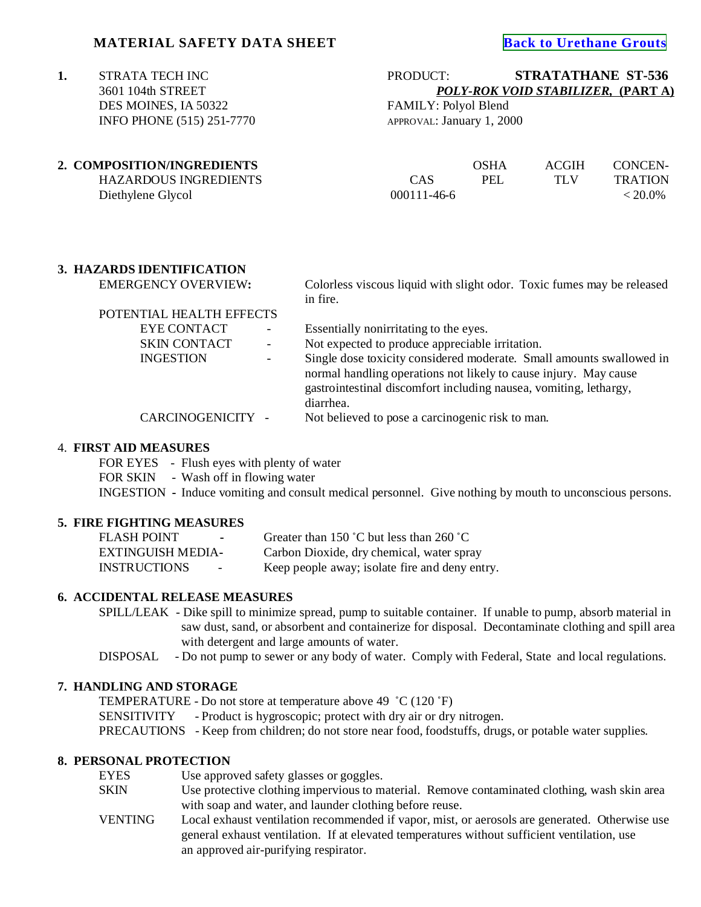# MATERIAL SAFETY DATA SHEET

[Back to Urethane Grouts]

## 1.

STRATA TECH INC
3601 104th STREET
DES MOINES, IA 50322
INFO PHONE (515) 251-7770

PRODUCT: **STRATATHANE ST-536**
***POLY-ROK VOID STABILIZER*, (PART A)**
FAMILY: Polyol Blend
APPROVAL: January 1, 2000

## 2. COMPOSITION/INGREDIENTS

| HAZARDOUS INGREDIENTS | CAS | OSHA PEL | ACGIH TLV | CONCEN-TRATION |
|---|---|---|---|---|
| Diethylene Glycol | 000111-46-6 | | | < 20.0% |

## 3. HAZARDS IDENTIFICATION

EMERGENCY OVERVIEW: Colorless viscous liquid with slight odor. Toxic fumes may be released in fire.

POTENTIAL HEALTH EFFECTS

- EYE CONTACT - Essentially nonirritating to the eyes.
- SKIN CONTACT - Not expected to produce appreciable irritation.
- INGESTION - Single dose toxicity considered moderate. Small amounts swallowed in normal handling operations not likely to cause injury. May cause gastrointestinal discomfort including nausea, vomiting, lethargy, diarrhea.
- CARCINOGENICITY - Not believed to pose a carcinogenic risk to man.

## 4. FIRST AID MEASURES

FOR EYES - Flush eyes with plenty of water
FOR SKIN - Wash off in flowing water
INGESTION - Induce vomiting and consult medical personnel. Give nothing by mouth to unconscious persons.

## 5. FIRE FIGHTING MEASURES

FLASH POINT - Greater than 150 ˚C but less than 260 ˚C
EXTINGUISH MEDIA- Carbon Dioxide, dry chemical, water spray
INSTRUCTIONS - Keep people away; isolate fire and deny entry.

## 6. ACCIDENTAL RELEASE MEASURES

SPILL/LEAK - Dike spill to minimize spread, pump to suitable container. If unable to pump, absorb material in saw dust, sand, or absorbent and containerize for disposal. Decontaminate clothing and spill area with detergent and large amounts of water.

DISPOSAL - Do not pump to sewer or any body of water. Comply with Federal, State and local regulations.

## 7. HANDLING AND STORAGE

TEMPERATURE - Do not store at temperature above 49 ˚C (120 ˚F)
SENSITIVITY - Product is hygroscopic; protect with dry air or dry nitrogen.
PRECAUTIONS - Keep from children; do not store near food, foodstuffs, drugs, or potable water supplies.

## 8. PERSONAL PROTECTION

EYES Use approved safety glasses or goggles.

SKIN Use protective clothing impervious to material. Remove contaminated clothing, wash skin area with soap and water, and launder clothing before reuse.

VENTING Local exhaust ventilation recommended if vapor, mist, or aerosols are generated. Otherwise use general exhaust ventilation. If at elevated temperatures without sufficient ventilation, use an approved air-purifying respirator.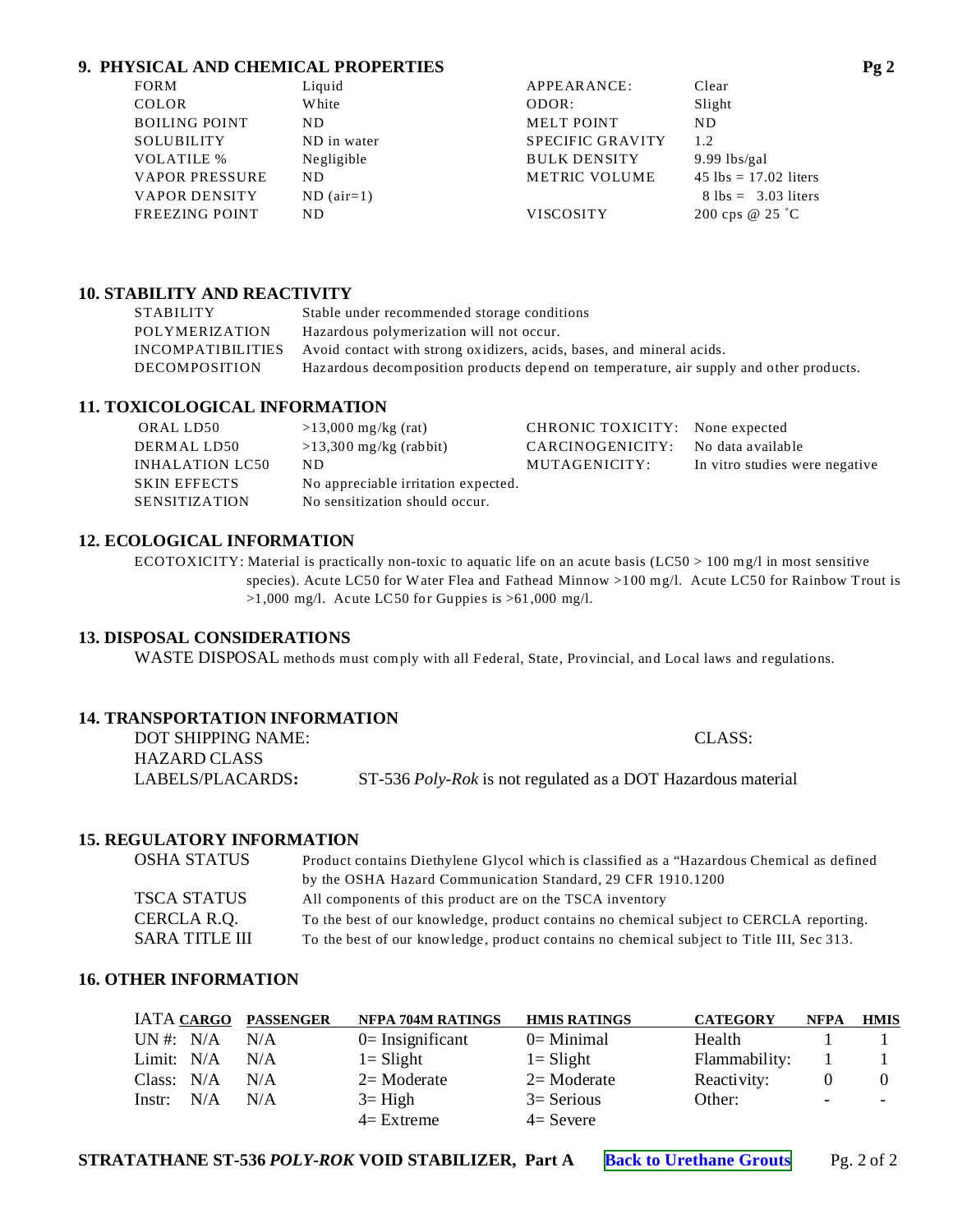## 9. PHYSICAL AND CHEMICAL PROPERTIES

| | | | |
|---|---|---|---|
| FORM | Liquid | APPEARANCE: | Clear |
| COLOR | White | ODOR: | Slight |
| BOILING POINT | ND | MELT POINT | ND |
| SOLUBILITY | ND in water | SPECIFIC GRAVITY | 1.2 |
| VOLATILE % | Negligible | BULK DENSITY | 9.99 lbs/gal |
| VAPOR PRESSURE | ND | METRIC VOLUME | 45 lbs = 17.02 liters |
| VAPOR DENSITY | ND (air=1) | | 8 lbs = 3.03 liters |
| FREEZING POINT | ND | VISCOSITY | 200 cps @ 25 °C |

## 10. STABILITY AND REACTIVITY

| | |
|---|---|
| STABILITY | Stable under recommended storage conditions |
| POLYMERIZATION | Hazardous polymerization will not occur. |
| INCOMPATIBILITIES | Avoid contact with strong oxidizers, acids, bases, and mineral acids. |
| DECOMPOSITION | Hazardous decomposition products depend on temperature, air supply and other products. |

## 11. TOXICOLOGICAL INFORMATION

| | | | |
|---|---|---|---|
| ORAL LD50 | >13,000 mg/kg (rat) | CHRONIC TOXICITY: | None expected |
| DERMAL LD50 | >13,300 mg/kg (rabbit) | CARCINOGENICITY: | No data available |
| INHALATION LC50 | ND | MUTAGENICITY: | In vitro studies were negative |
| SKIN EFFECTS | No appreciable irritation expected. | | |
| SENSITIZATION | No sensitization should occur. | | |

## 12. ECOLOGICAL INFORMATION

ECOTOXICITY: Material is practically non-toxic to aquatic life on an acute basis (LC50 > 100 mg/l in most sensitive species). Acute LC50 for Water Flea and Fathead Minnow >100 mg/l. Acute LC50 for Rainbow Trout is >1,000 mg/l. Acute LC50 for Guppies is >61,000 mg/l.

## 13. DISPOSAL CONSIDERATIONS

WASTE DISPOSAL methods must comply with all Federal, State, Provincial, and Local laws and regulations.

## 14. TRANSPORTATION INFORMATION

DOT SHIPPING NAME: CLASS:

HAZARD CLASS

LABELS/PLACARDS**:** ST-536 *Poly-Rok* is not regulated as a DOT Hazardous material

## 15. REGULATORY INFORMATION

| | |
|---|---|
| OSHA STATUS | Product contains Diethylene Glycol which is classified as a "Hazardous Chemical as defined by the OSHA Hazard Communication Standard, 29 CFR 1910.1200 |
| TSCA STATUS | All components of this product are on the TSCA inventory |
| CERCLA R.Q. | To the best of our knowledge, product contains no chemical subject to CERCLA reporting. |
| SARA TITLE III | To the best of our knowledge, product contains no chemical subject to Title III, Sec 313. |

## 16. OTHER INFORMATION

| IATA | CARGO | PASSENGER | NFPA 704M RATINGS | HMIS RATINGS | CATEGORY | NFPA | HMIS |
|---|---|---|---|---|---|---|---|
| UN #: | N/A | N/A | 0= Insignificant | 0= Minimal | Health | 1 | 1 |
| Limit: | N/A | N/A | 1= Slight | 1= Slight | Flammability: | 1 | 1 |
| Class: | N/A | N/A | 2= Moderate | 2= Moderate | Reactivity: | 0 | 0 |
| Instr: | N/A | N/A | 3= High | 3= Serious | Other: | - | - |
| | | | 4= Extreme | 4= Severe | | | |

**STRATATHANE ST-536 *POLY-ROK* VOID STABILIZER, Part A** **Back to Urethane Grouts**